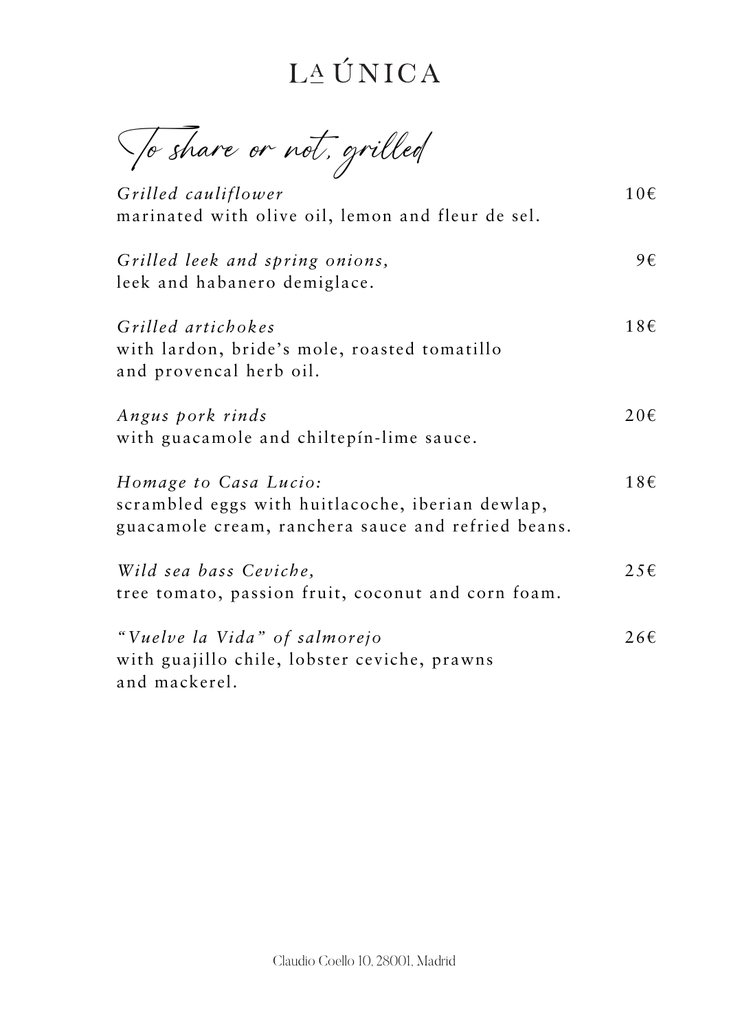# LA ÚNICA

## To share or not, grilled

*Grilled cauliflower* — 10€
marinated with olive oil, lemon and fleur de sel.

*Grilled leek and spring onions,* — 9€
leek and habanero demiglace.

*Grilled artichokes* — 18€
with lardon, bride's mole, roasted tomatillo and provencal herb oil.

*Angus pork rinds* — 20€
with guacamole and chiltepín-lime sauce.

*Homage to Casa Lucio:* — 18€
scrambled eggs with huitlacoche, iberian dewlap, guacamole cream, ranchera sauce and refried beans.

*Wild sea bass Ceviche,* — 25€
tree tomato, passion fruit, coconut and corn foam.

*"Vuelve la Vida" of salmorejo* — 26€
with guajillo chile, lobster ceviche, prawns and mackerel.

Claudio Coello 10, 28001, Madrid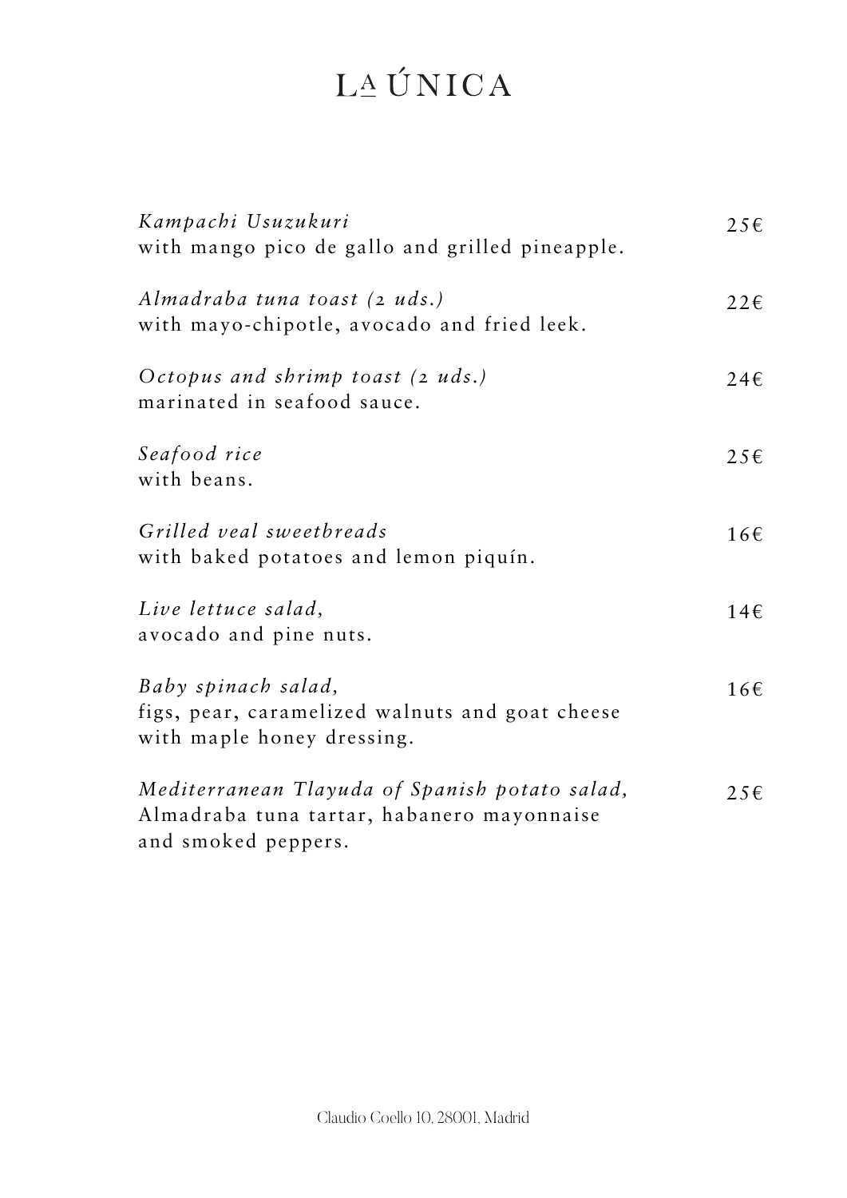# LA ÚNICA

*Kampachi Usuzukuri* — 25€
with mango pico de gallo and grilled pineapple.

*Almadraba tuna toast (2 uds.)* — 22€
with mayo-chipotle, avocado and fried leek.

*Octopus and shrimp toast (2 uds.)* — 24€
marinated in seafood sauce.

*Seafood rice* — 25€
with beans.

*Grilled veal sweetbreads* — 16€
with baked potatoes and lemon piquín.

*Live lettuce salad,* — 14€
avocado and pine nuts.

*Baby spinach salad,* — 16€
figs, pear, caramelized walnuts and goat cheese with maple honey dressing.

*Mediterranean Tlayuda of Spanish potato salad,* — 25€
Almadraba tuna tartar, habanero mayonnaise and smoked peppers.

Claudio Coello 10, 28001, Madrid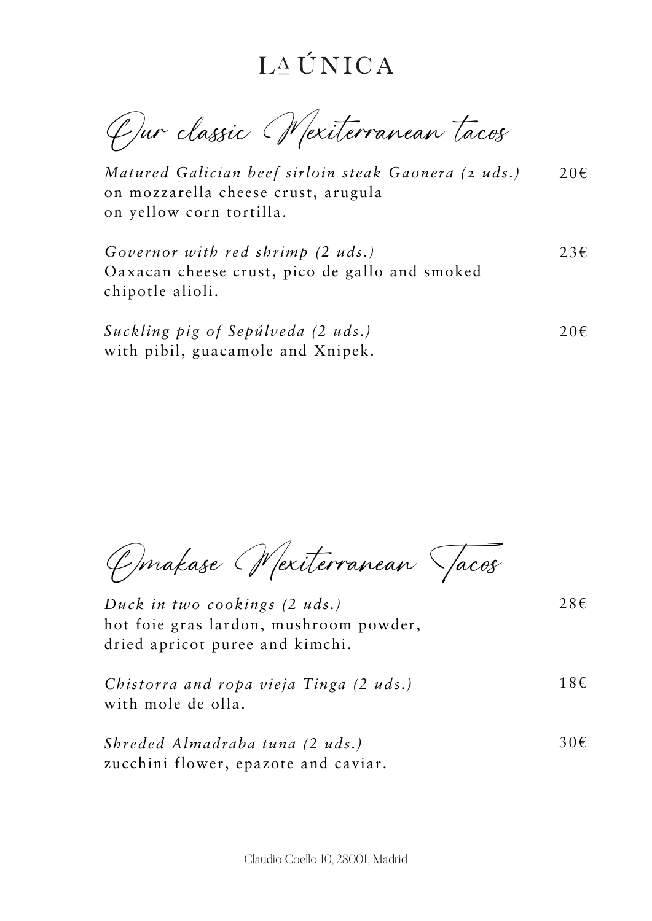# LA ÚNICA

## Our classic Mexiterranean tacos

*Matured Galician beef sirloin steak Gaonera (2 uds.)* 20€
on mozzarella cheese crust, arugula
on yellow corn tortilla.

*Governor with red shrimp (2 uds.)* 23€
Oaxacan cheese crust, pico de gallo and smoked
chipotle alioli.

*Suckling pig of Sepúlveda (2 uds.)* 20€
with pibil, guacamole and Xnipek.

## Omakase Mexiterranean Tacos

*Duck in two cookings (2 uds.)* 28€
hot foie gras lardon, mushroom powder,
dried apricot puree and kimchi.

*Chistorra and ropa vieja Tinga (2 uds.)* 18€
with mole de olla.

*Shreded Almadraba tuna (2 uds.)* 30€
zucchini flower, epazote and caviar.

Claudio Coello 10, 28001, Madrid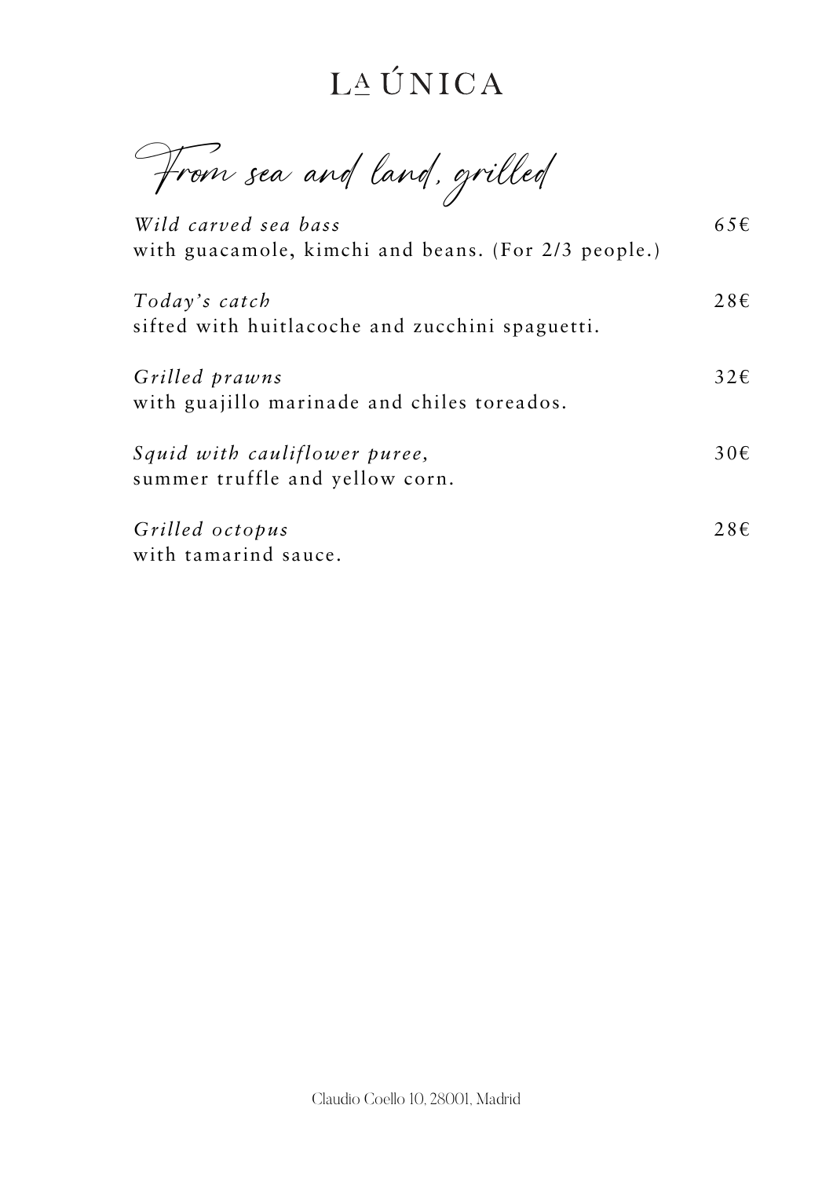# LA ÚNICA

## From sea and land, grilled

*Wild carved sea bass* — 65€
with guacamole, kimchi and beans. (For 2/3 people.)

*Today's catch* — 28€
sifted with huitlacoche and zucchini spaguetti.

*Grilled prawns* — 32€
with guajillo marinade and chiles toreados.

*Squid with cauliflower puree,* — 30€
summer truffle and yellow corn.

*Grilled octopus* — 28€
with tamarind sauce.

Claudio Coello 10, 28001, Madrid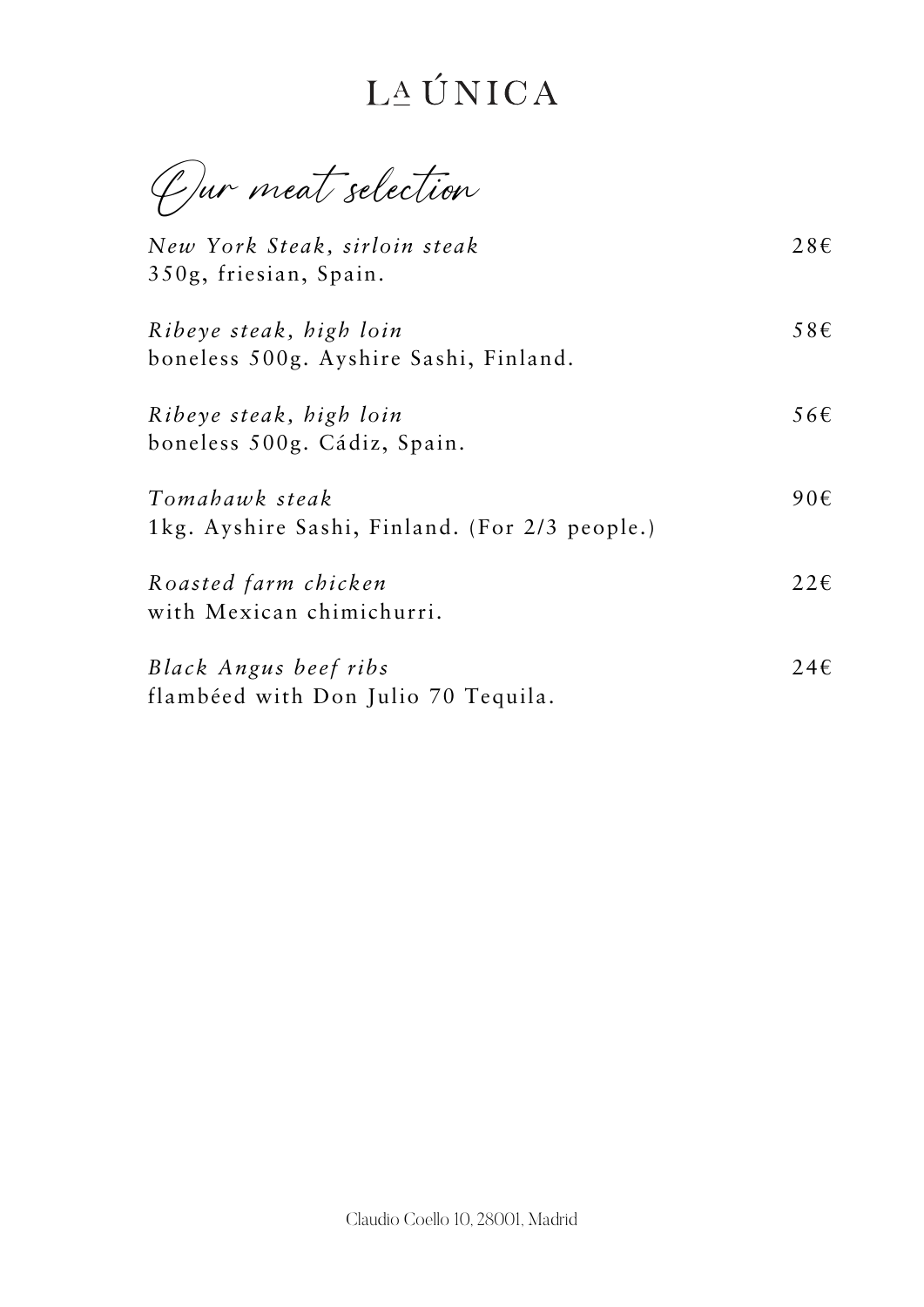# LA ÚNICA

## Our meat selection

*New York Steak, sirloin steak* 28€
350g, friesian, Spain.

*Ribeye steak, high loin* 58€
boneless 500g. Ayshire Sashi, Finland.

*Ribeye steak, high loin* 56€
boneless 500g. Cádiz, Spain.

*Tomahawk steak* 90€
1kg. Ayshire Sashi, Finland. (For 2/3 people.)

*Roasted farm chicken* 22€
with Mexican chimichurri.

*Black Angus beef ribs* 24€
flambéed with Don Julio 70 Tequila.

Claudio Coello 10, 28001, Madrid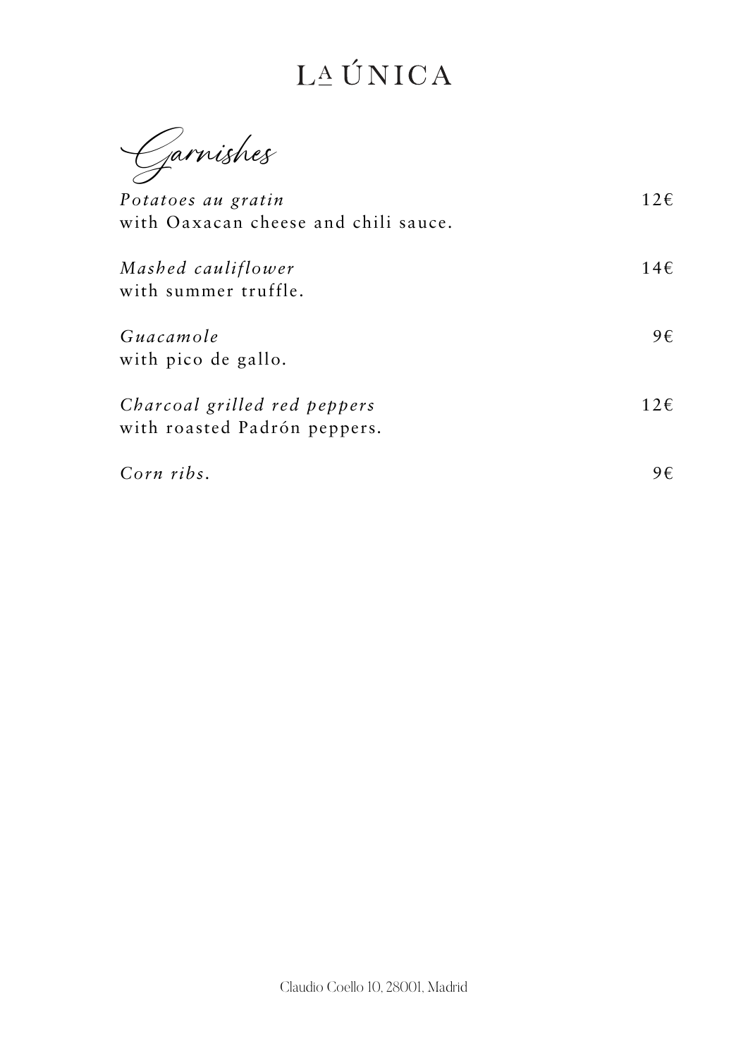# LA ÚNICA

## Garnishes

*Potatoes au gratin* 12€
with Oaxacan cheese and chili sauce.

*Mashed cauliflower* 14€
with summer truffle.

*Guacamole* 9€
with pico de gallo.

*Charcoal grilled red peppers* 12€
with roasted Padrón peppers.

*Corn ribs.* 9€

Claudio Coello 10, 28001, Madrid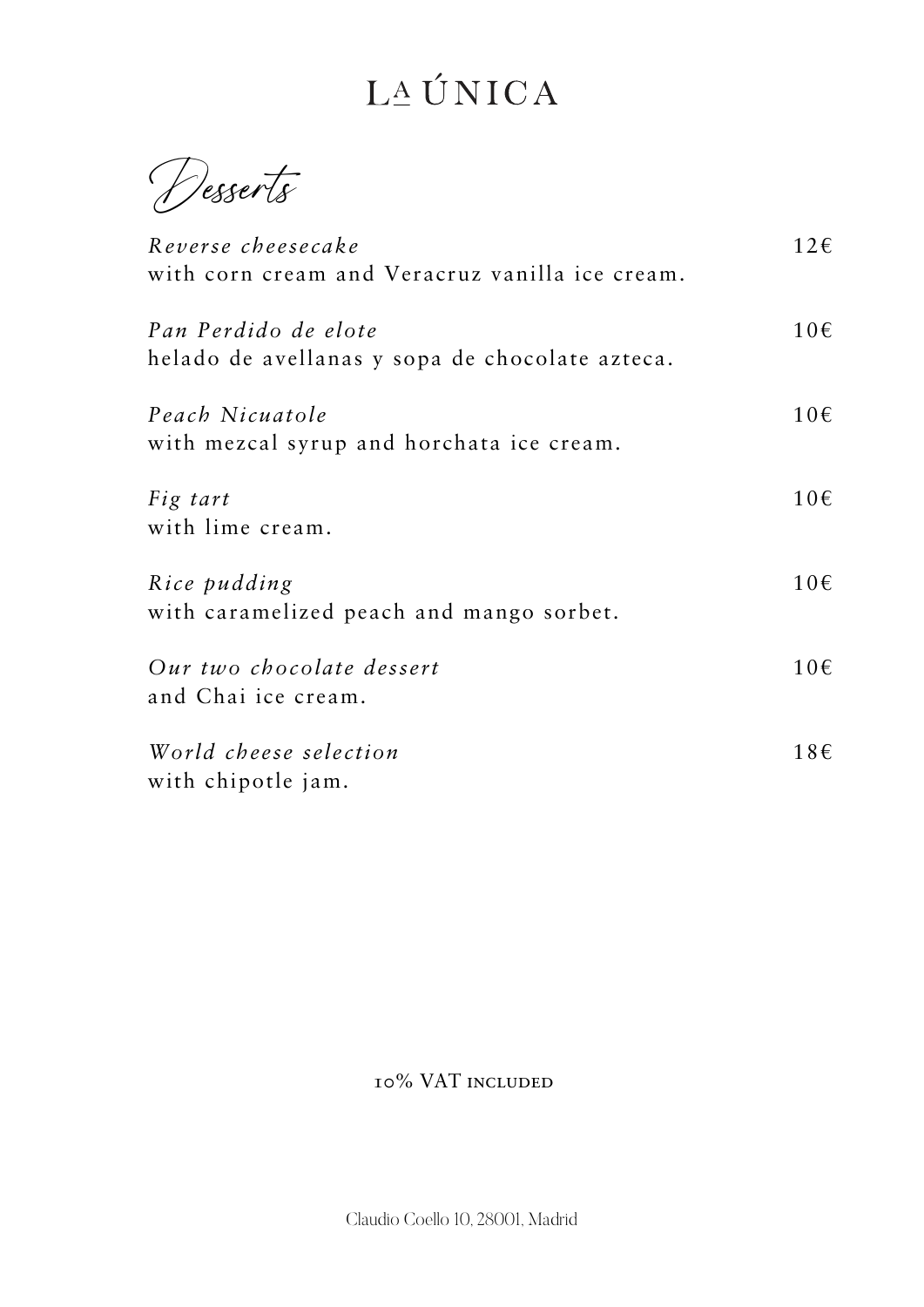# LA ÚNICA

## Desserts

*Reverse cheesecake* 12€
with corn cream and Veracruz vanilla ice cream.

*Pan Perdido de elote* 10€
helado de avellanas y sopa de chocolate azteca.

*Peach Nicuatole* 10€
with mezcal syrup and horchata ice cream.

*Fig tart* 10€
with lime cream.

*Rice pudding* 10€
with caramelized peach and mango sorbet.

*Our two chocolate dessert* 10€
and Chai ice cream.

*World cheese selection* 18€
with chipotle jam.

10% VAT included

Claudio Coello 10, 28001, Madrid